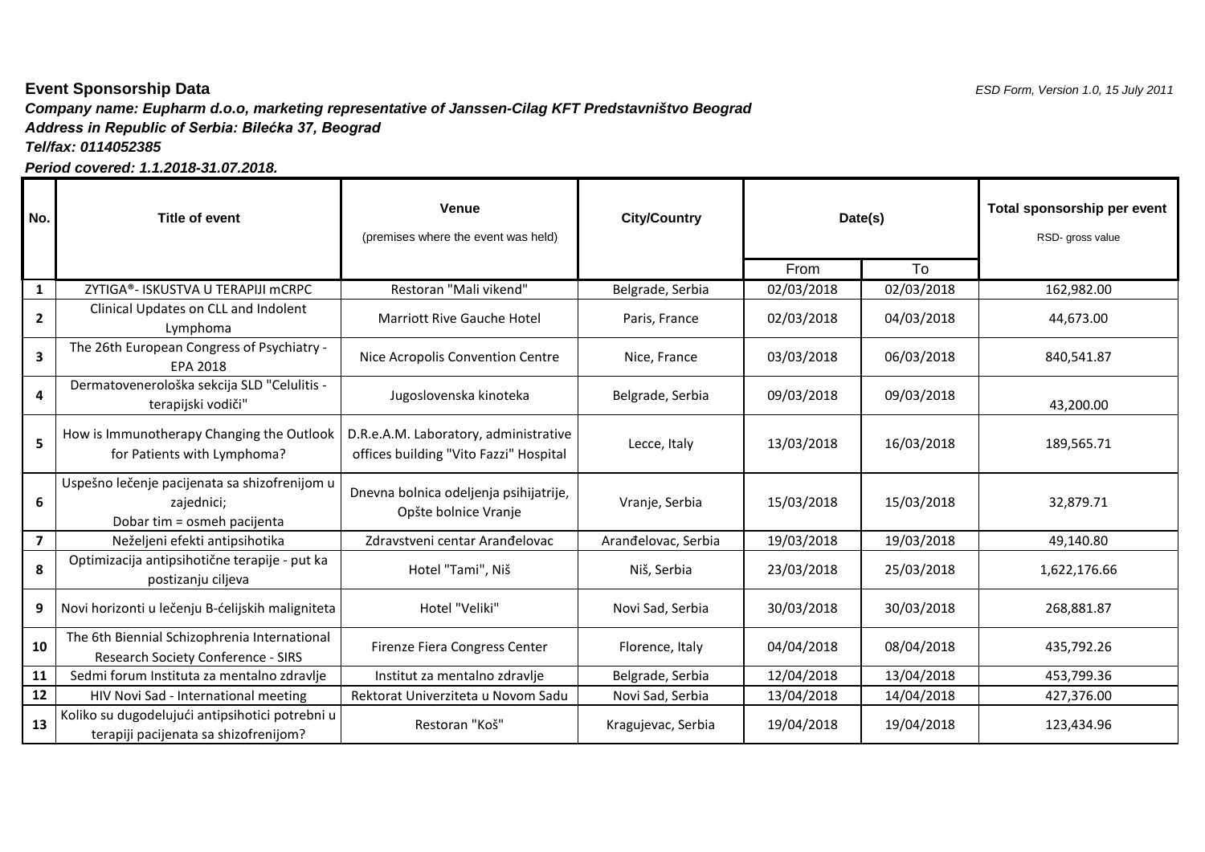**Event Sponsorship Data**

*ESD Form, Version 1.0, 15 July 2011*

***Company name: Eupharm d.o.o, marketing representative of Janssen-Cilag KFT Predstavništvo Beograd***

***Address in Republic of Serbia: Bilećka 37, Beograd***

***Tel/fax: 0114052385***

***Period covered: 1.1.2018-31.07.2018.***

| No. | Title of event | Venue (premises where the event was held) | City/Country | Date(s) | | Total sponsorship per event RSD- gross value |
|---|---|---|---|---|---|---|
| | | | | From | To | |
| 1 | ZYTIGA®- ISKUSTVA U TERAPIJI mCRPC | Restoran "Mali vikend" | Belgrade, Serbia | 02/03/2018 | 02/03/2018 | 162,982.00 |
| 2 | Clinical Updates on CLL and Indolent Lymphoma | Marriott Rive Gauche Hotel | Paris, France | 02/03/2018 | 04/03/2018 | 44,673.00 |
| 3 | The 26th European Congress of Psychiatry - EPA 2018 | Nice Acropolis Convention Centre | Nice, France | 03/03/2018 | 06/03/2018 | 840,541.87 |
| 4 | Dermatovenerološka sekcija SLD "Celulitis - terapijski vodiči" | Jugoslovenska kinoteka | Belgrade, Serbia | 09/03/2018 | 09/03/2018 | 43,200.00 |
| 5 | How is Immunotherapy Changing the Outlook for Patients with Lymphoma? | D.R.e.A.M. Laboratory, administrative offices building "Vito Fazzi" Hospital | Lecce, Italy | 13/03/2018 | 16/03/2018 | 189,565.71 |
| 6 | Uspešno lečenje pacijenata sa shizofrenijom u zajednici; Dobar tim = osmeh pacijenta | Dnevna bolnica odeljenja psihijatrije, Opšte bolnice Vranje | Vranje, Serbia | 15/03/2018 | 15/03/2018 | 32,879.71 |
| 7 | Neželjeni efekti antipsihotika | Zdravstveni centar Aranđelovac | Aranđelovac, Serbia | 19/03/2018 | 19/03/2018 | 49,140.80 |
| 8 | Optimizacija antipsihotične terapije - put ka postizanju ciljeva | Hotel "Tami", Niš | Niš, Serbia | 23/03/2018 | 25/03/2018 | 1,622,176.66 |
| 9 | Novi horizonti u lečenju B-ćelijskih maligniteta | Hotel "Veliki" | Novi Sad, Serbia | 30/03/2018 | 30/03/2018 | 268,881.87 |
| 10 | The 6th Biennial Schizophrenia International Research Society Conference - SIRS | Firenze Fiera Congress Center | Florence, Italy | 04/04/2018 | 08/04/2018 | 435,792.26 |
| 11 | Sedmi forum Instituta za mentalno zdravlje | Institut za mentalno zdravlje | Belgrade, Serbia | 12/04/2018 | 13/04/2018 | 453,799.36 |
| 12 | HIV Novi Sad - International meeting | Rektorat Univerziteta u Novom Sadu | Novi Sad, Serbia | 13/04/2018 | 14/04/2018 | 427,376.00 |
| 13 | Koliko su dugodelujući antipsihotici potrebni u terapiji pacijenata sa shizofrenijom? | Restoran "Koš" | Kragujevac, Serbia | 19/04/2018 | 19/04/2018 | 123,434.96 |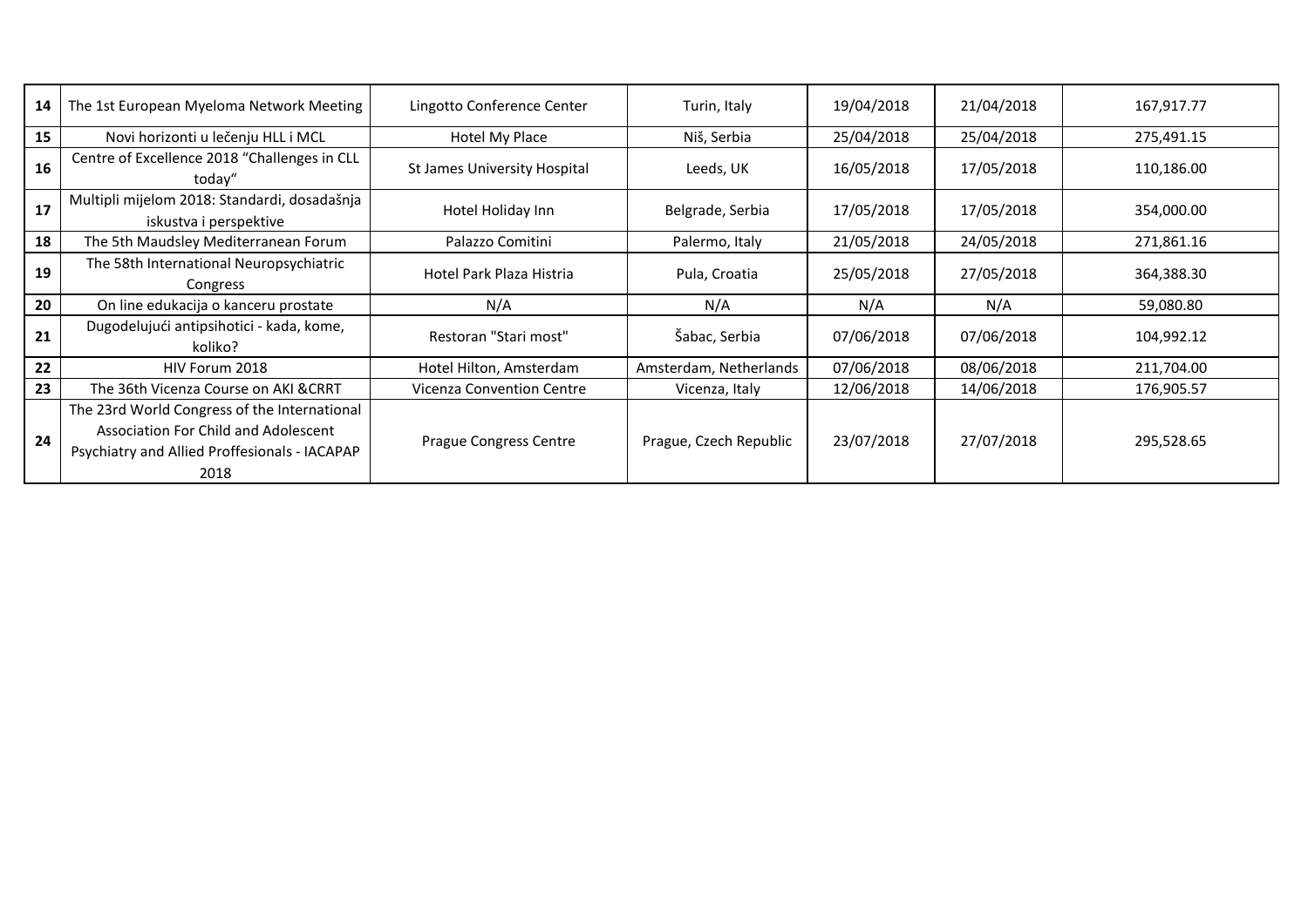| | | | | | | |
|---|---|---|---|---|---|---|
| 14 | The 1st European Myeloma Network Meeting | Lingotto Conference Center | Turin, Italy | 19/04/2018 | 21/04/2018 | 167,917.77 |
| 15 | Novi horizonti u lečenju HLL i MCL | Hotel My Place | Niš, Serbia | 25/04/2018 | 25/04/2018 | 275,491.15 |
| 16 | Centre of Excellence 2018 "Challenges in CLL today" | St James University Hospital | Leeds, UK | 16/05/2018 | 17/05/2018 | 110,186.00 |
| 17 | Multipli mijelom 2018: Standardi, dosadašnja iskustva i perspektive | Hotel Holiday Inn | Belgrade, Serbia | 17/05/2018 | 17/05/2018 | 354,000.00 |
| 18 | The 5th Maudsley Mediterranean Forum | Palazzo Comitini | Palermo, Italy | 21/05/2018 | 24/05/2018 | 271,861.16 |
| 19 | The 58th International Neuropsychiatric Congress | Hotel Park Plaza Histria | Pula, Croatia | 25/05/2018 | 27/05/2018 | 364,388.30 |
| 20 | On line edukacija o kanceru prostate | N/A | N/A | N/A | N/A | 59,080.80 |
| 21 | Dugodelujući antipsihotici - kada, kome, koliko? | Restoran "Stari most" | Šabac, Serbia | 07/06/2018 | 07/06/2018 | 104,992.12 |
| 22 | HIV Forum 2018 | Hotel Hilton, Amsterdam | Amsterdam, Netherlands | 07/06/2018 | 08/06/2018 | 211,704.00 |
| 23 | The 36th Vicenza Course on AKI &CRRT | Vicenza Convention Centre | Vicenza, Italy | 12/06/2018 | 14/06/2018 | 176,905.57 |
| 24 | The 23rd World Congress of the International Association For Child and Adolescent Psychiatry and Allied Proffesionals - IACAPAP 2018 | Prague Congress Centre | Prague, Czech Republic | 23/07/2018 | 27/07/2018 | 295,528.65 |